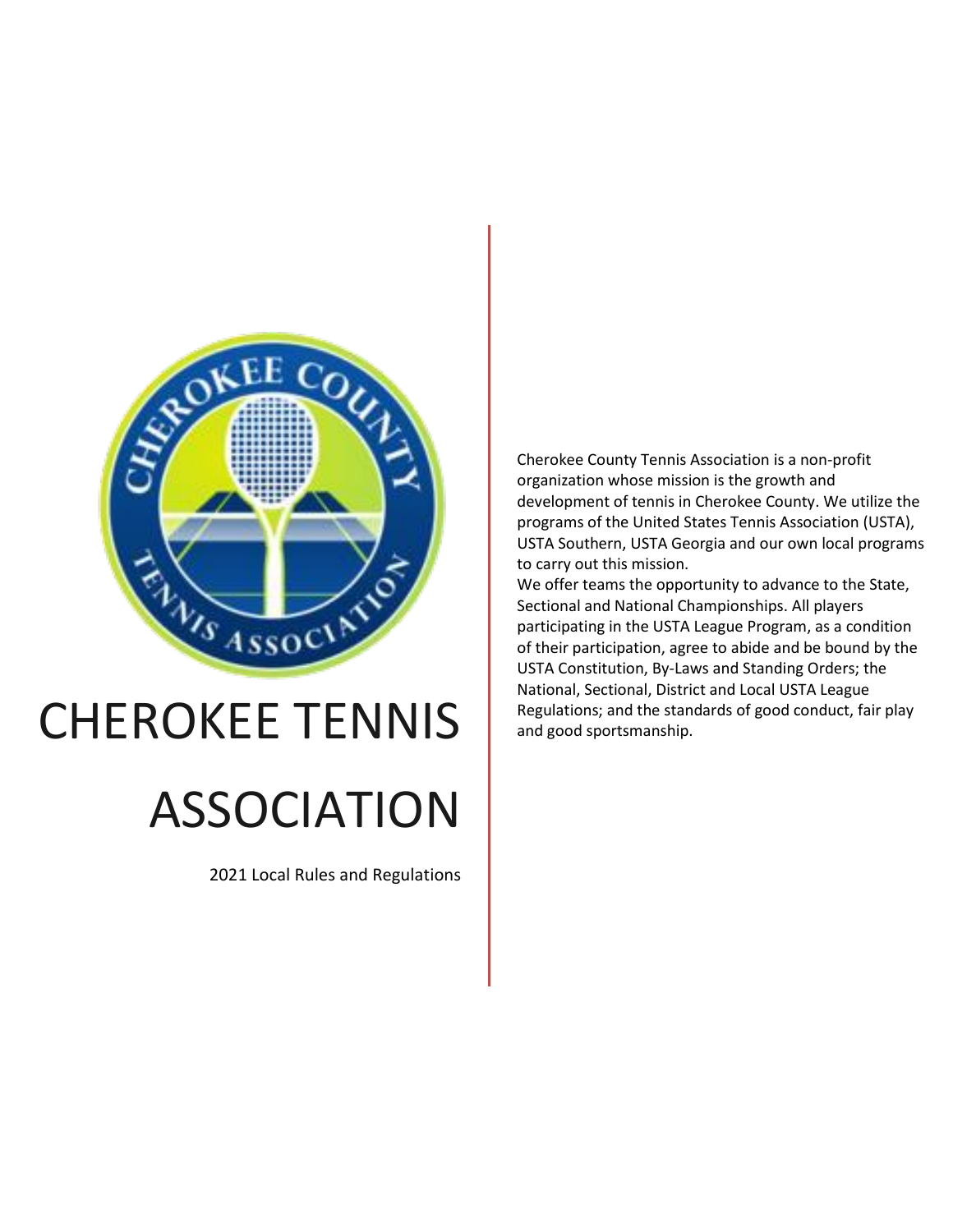# CHEROKEE TENNIS ASSOCIATION

2021 Local Rules and Regulations

Cherokee County Tennis Association is a non-profit organization whose mission is the growth and development of tennis in Cherokee County. We utilize the programs of the United States Tennis Association (USTA), USTA Southern, USTA Georgia and our own local programs to carry out this mission.

We offer teams the opportunity to advance to the State, Sectional and National Championships. All players participating in the USTA League Program, as a condition of their participation, agree to abide and be bound by the USTA Constitution, By-Laws and Standing Orders; the National, Sectional, District and Local USTA League Regulations; and the standards of good conduct, fair play and good sportsmanship.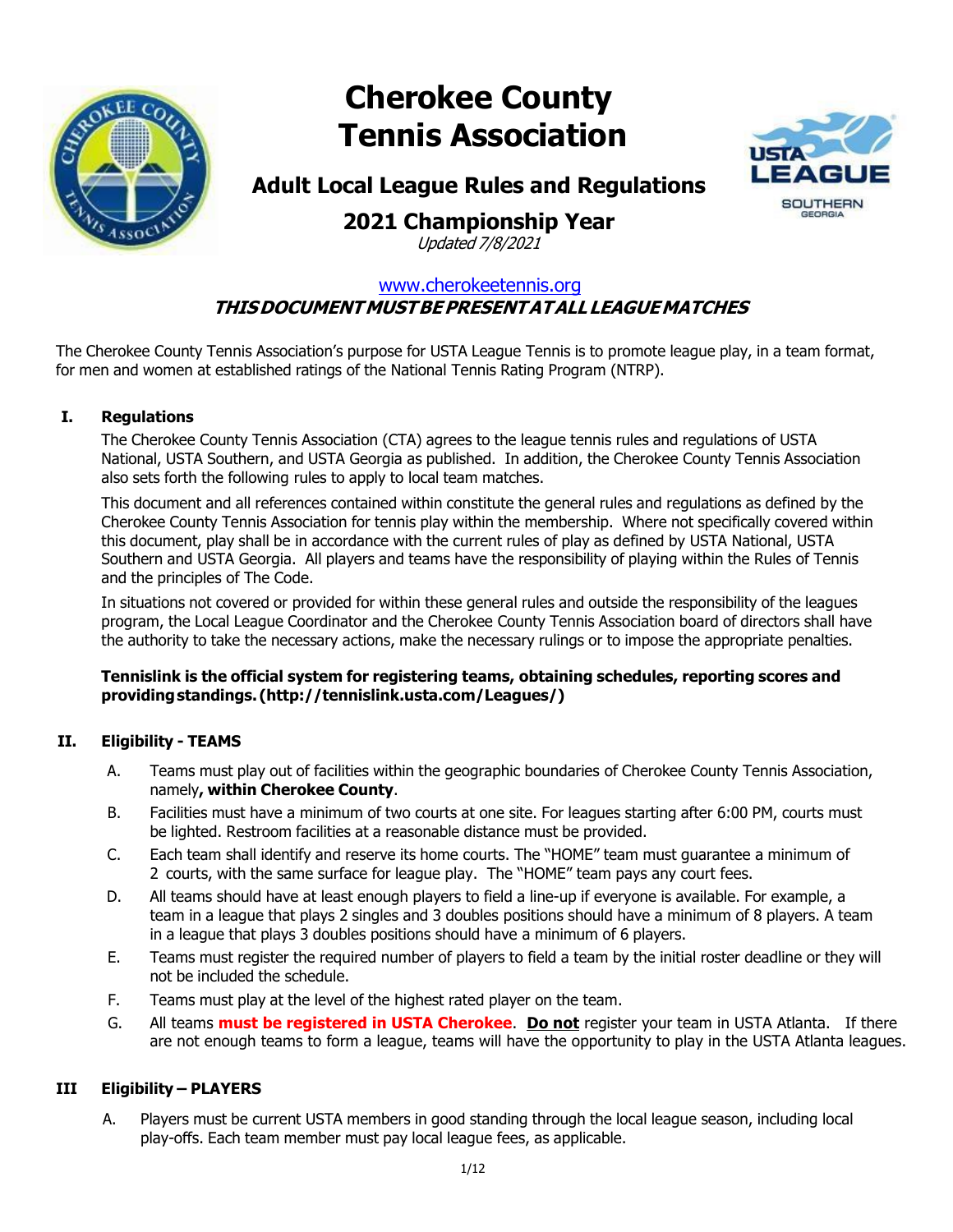# Cherokee County Tennis Association

## Adult Local League Rules and Regulations

## 2021 Championship Year

*Updated 7/8/2021*

www.cherokeetennis.org

***THIS DOCUMENT MUST BE PRESENT AT ALL LEAGUE MATCHES***

The Cherokee County Tennis Association's purpose for USTA League Tennis is to promote league play, in a team format, for men and women at established ratings of the National Tennis Rating Program (NTRP).

### I. Regulations

The Cherokee County Tennis Association (CTA) agrees to the league tennis rules and regulations of USTA National, USTA Southern, and USTA Georgia as published. In addition, the Cherokee County Tennis Association also sets forth the following rules to apply to local team matches.

This document and all references contained within constitute the general rules and regulations as defined by the Cherokee County Tennis Association for tennis play within the membership. Where not specifically covered within this document, play shall be in accordance with the current rules of play as defined by USTA National, USTA Southern and USTA Georgia. All players and teams have the responsibility of playing within the Rules of Tennis and the principles of The Code.

In situations not covered or provided for within these general rules and outside the responsibility of the leagues program, the Local League Coordinator and the Cherokee County Tennis Association board of directors shall have the authority to take the necessary actions, make the necessary rulings or to impose the appropriate penalties.

**Tennislink is the official system for registering teams, obtaining schedules, reporting scores and providing standings. (http://tennislink.usta.com/Leagues/)**

### II. Eligibility - TEAMS

A. Teams must play out of facilities within the geographic boundaries of Cherokee County Tennis Association, namely**, within Cherokee County**.

B. Facilities must have a minimum of two courts at one site. For leagues starting after 6:00 PM, courts must be lighted. Restroom facilities at a reasonable distance must be provided.

C. Each team shall identify and reserve its home courts. The "HOME" team must guarantee a minimum of 2 courts, with the same surface for league play. The "HOME" team pays any court fees.

D. All teams should have at least enough players to field a line-up if everyone is available. For example, a team in a league that plays 2 singles and 3 doubles positions should have a minimum of 8 players. A team in a league that plays 3 doubles positions should have a minimum of 6 players.

E. Teams must register the required number of players to field a team by the initial roster deadline or they will not be included the schedule.

F. Teams must play at the level of the highest rated player on the team.

G. All teams **must be registered in USTA Cherokee**. **Do not** register your team in USTA Atlanta. If there are not enough teams to form a league, teams will have the opportunity to play in the USTA Atlanta leagues.

### III Eligibility – PLAYERS

A. Players must be current USTA members in good standing through the local league season, including local play-offs. Each team member must pay local league fees, as applicable.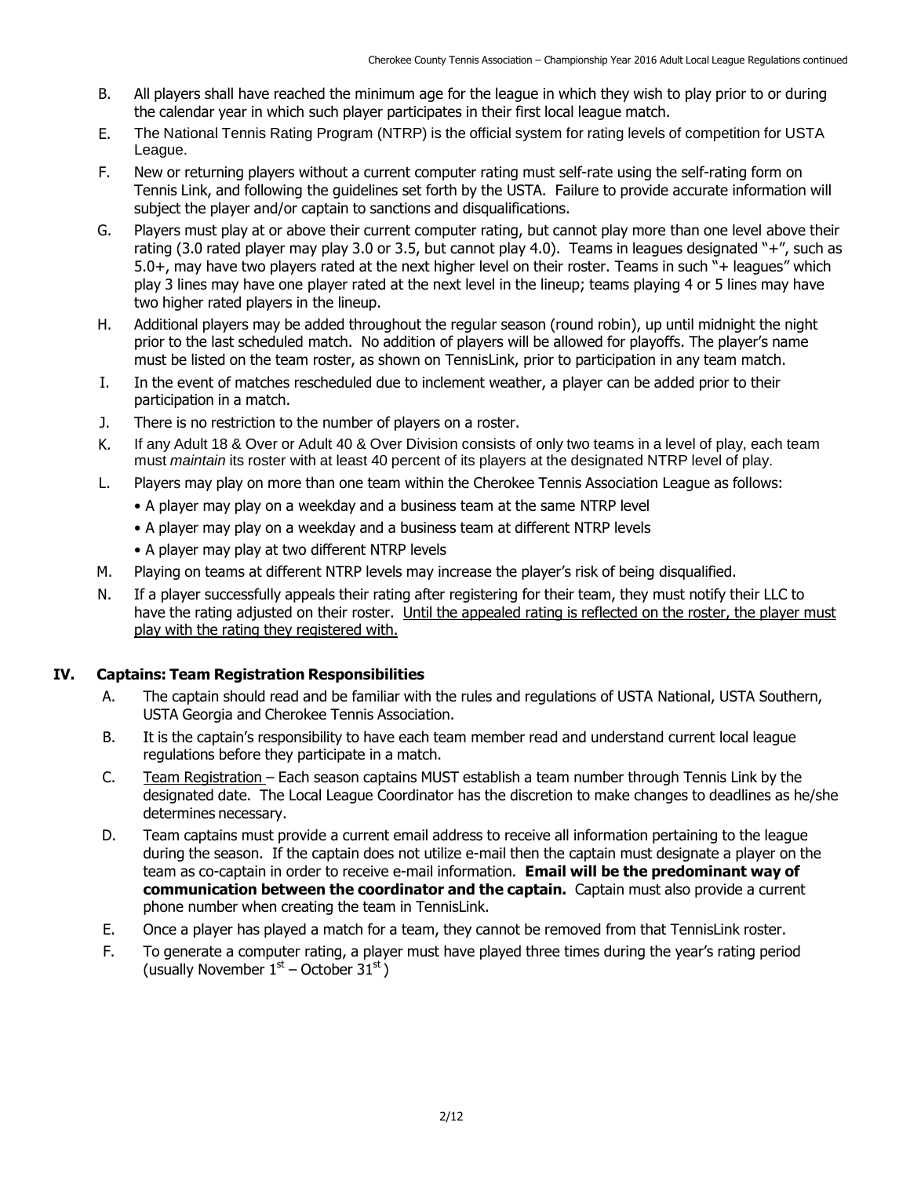B. All players shall have reached the minimum age for the league in which they wish to play prior to or during the calendar year in which such player participates in their first local league match.

E. The National Tennis Rating Program (NTRP) is the official system for rating levels of competition for USTA League.

F. New or returning players without a current computer rating must self-rate using the self-rating form on Tennis Link, and following the guidelines set forth by the USTA. Failure to provide accurate information will subject the player and/or captain to sanctions and disqualifications.

G. Players must play at or above their current computer rating, but cannot play more than one level above their rating (3.0 rated player may play 3.0 or 3.5, but cannot play 4.0). Teams in leagues designated "+", such as 5.0+, may have two players rated at the next higher level on their roster. Teams in such "+ leagues" which play 3 lines may have one player rated at the next level in the lineup; teams playing 4 or 5 lines may have two higher rated players in the lineup.

H. Additional players may be added throughout the regular season (round robin), up until midnight the night prior to the last scheduled match. No addition of players will be allowed for playoffs. The player's name must be listed on the team roster, as shown on TennisLink, prior to participation in any team match.

I. In the event of matches rescheduled due to inclement weather, a player can be added prior to their participation in a match.

J. There is no restriction to the number of players on a roster.

K. If any Adult 18 & Over or Adult 40 & Over Division consists of only two teams in a level of play, each team must *maintain* its roster with at least 40 percent of its players at the designated NTRP level of play.

L. Players may play on more than one team within the Cherokee Tennis Association League as follows:
   - A player may play on a weekday and a business team at the same NTRP level
   - A player may play on a weekday and a business team at different NTRP levels
   - A player may play at two different NTRP levels

M. Playing on teams at different NTRP levels may increase the player's risk of being disqualified.

N. If a player successfully appeals their rating after registering for their team, they must notify their LLC to have the rating adjusted on their roster. <u>Until the appealed rating is reflected on the roster, the player must play with the rating they registered with.</u>

## IV. Captains: Team Registration Responsibilities

A. The captain should read and be familiar with the rules and regulations of USTA National, USTA Southern, USTA Georgia and Cherokee Tennis Association.

B. It is the captain's responsibility to have each team member read and understand current local league regulations before they participate in a match.

C. <u>Team Registration</u> – Each season captains MUST establish a team number through Tennis Link by the designated date. The Local League Coordinator has the discretion to make changes to deadlines as he/she determines necessary.

D. Team captains must provide a current email address to receive all information pertaining to the league during the season. If the captain does not utilize e-mail then the captain must designate a player on the team as co-captain in order to receive e-mail information. **Email will be the predominant way of communication between the coordinator and the captain.** Captain must also provide a current phone number when creating the team in TennisLink.

E. Once a player has played a match for a team, they cannot be removed from that TennisLink roster.

F. To generate a computer rating, a player must have played three times during the year's rating period (usually November 1st – October 31st)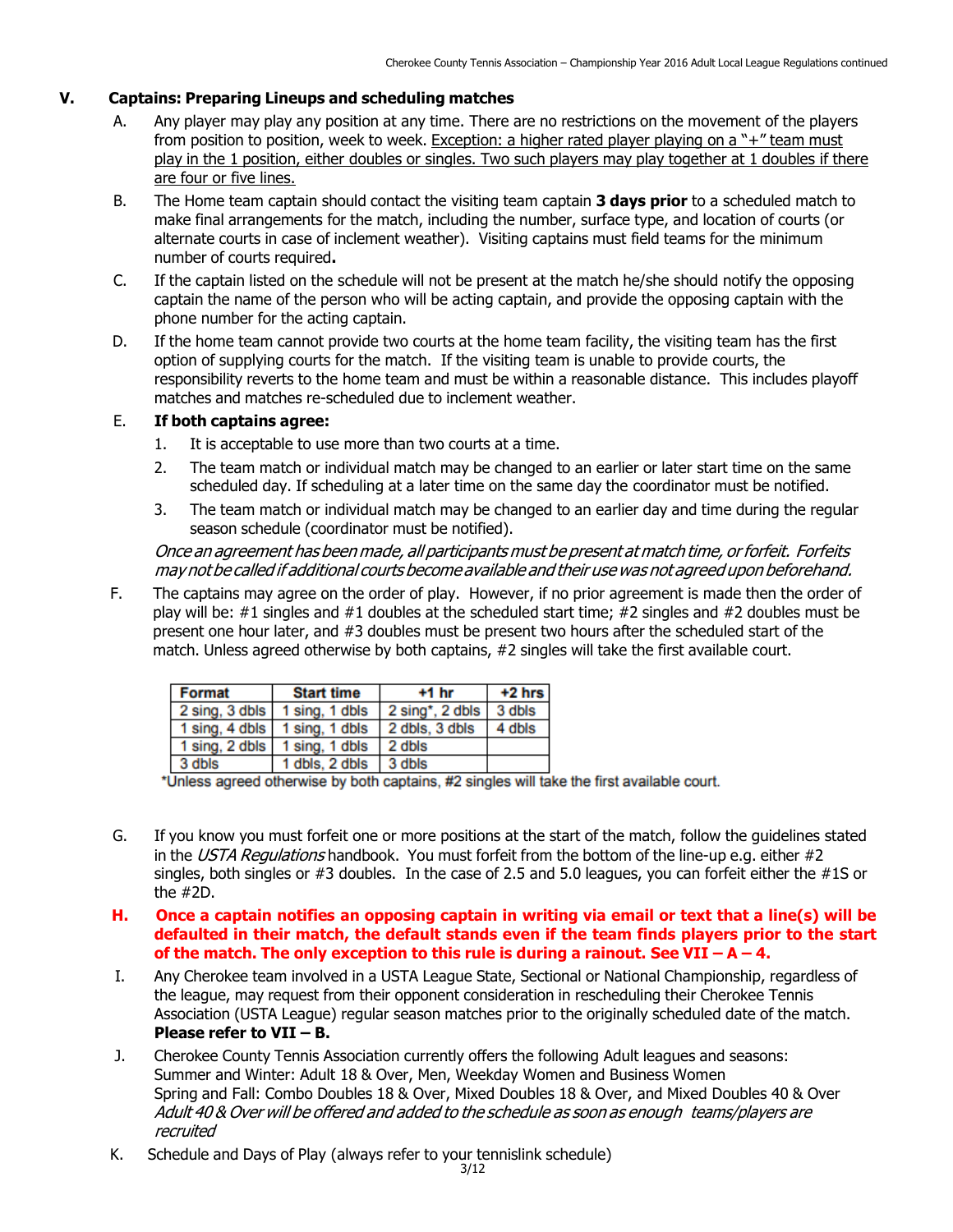## V. Captains: Preparing Lineups and scheduling matches

A. Any player may play any position at any time. There are no restrictions on the movement of the players from position to position, week to week. Exception: a higher rated player playing on a "+" team must play in the 1 position, either doubles or singles. Two such players may play together at 1 doubles if there are four or five lines.

B. The Home team captain should contact the visiting team captain **3 days prior** to a scheduled match to make final arrangements for the match, including the number, surface type, and location of courts (or alternate courts in case of inclement weather). Visiting captains must field teams for the minimum number of courts required**.**

C. If the captain listed on the schedule will not be present at the match he/she should notify the opposing captain the name of the person who will be acting captain, and provide the opposing captain with the phone number for the acting captain.

D. If the home team cannot provide two courts at the home team facility, the visiting team has the first option of supplying courts for the match. If the visiting team is unable to provide courts, the responsibility reverts to the home team and must be within a reasonable distance. This includes playoff matches and matches re-scheduled due to inclement weather.

E. **If both captains agree:**

1. It is acceptable to use more than two courts at a time.
2. The team match or individual match may be changed to an earlier or later start time on the same scheduled day. If scheduling at a later time on the same day the coordinator must be notified.
3. The team match or individual match may be changed to an earlier day and time during the regular season schedule (coordinator must be notified).

*Once an agreement has been made, all participants must be present at match time, or forfeit. Forfeits may not be called if additional courts become available and their use was not agreed upon beforehand.*

F. The captains may agree on the order of play. However, if no prior agreement is made then the order of play will be: #1 singles and #1 doubles at the scheduled start time; #2 singles and #2 doubles must be present one hour later, and #3 doubles must be present two hours after the scheduled start of the match. Unless agreed otherwise by both captains, #2 singles will take the first available court.

| Format | Start time | +1 hr | +2 hrs |
|---|---|---|---|
| 2 sing, 3 dbls | 1 sing, 1 dbls | 2 sing*, 2 dbls | 3 dbls |
| 1 sing, 4 dbls | 1 sing, 1 dbls | 2 dbls, 3 dbls | 4 dbls |
| 1 sing, 2 dbls | 1 sing, 1 dbls | 2 dbls | |
| 3 dbls | 1 dbls, 2 dbls | 3 dbls | |

*Unless agreed otherwise by both captains, #2 singles will take the first available court.

G. If you know you must forfeit one or more positions at the start of the match, follow the guidelines stated in the *USTA Regulations* handbook. You must forfeit from the bottom of the line-up e.g. either #2 singles, both singles or #3 doubles. In the case of 2.5 and 5.0 leagues, you can forfeit either the #1S or the #2D.

H. **Once a captain notifies an opposing captain in writing via email or text that a line(s) will be defaulted in their match, the default stands even if the team finds players prior to the start of the match. The only exception to this rule is during a rainout. See VII – A – 4.**

I. Any Cherokee team involved in a USTA League State, Sectional or National Championship, regardless of the league, may request from their opponent consideration in rescheduling their Cherokee Tennis Association (USTA League) regular season matches prior to the originally scheduled date of the match. **Please refer to VII – B.**

J. Cherokee County Tennis Association currently offers the following Adult leagues and seasons:
Summer and Winter: Adult 18 & Over, Men, Weekday Women and Business Women
Spring and Fall: Combo Doubles 18 & Over, Mixed Doubles 18 & Over, and Mixed Doubles 40 & Over
*Adult 40 & Over will be offered and added to the schedule as soon as enough teams/players are recruited*

K. Schedule and Days of Play (always refer to your tennislink schedule)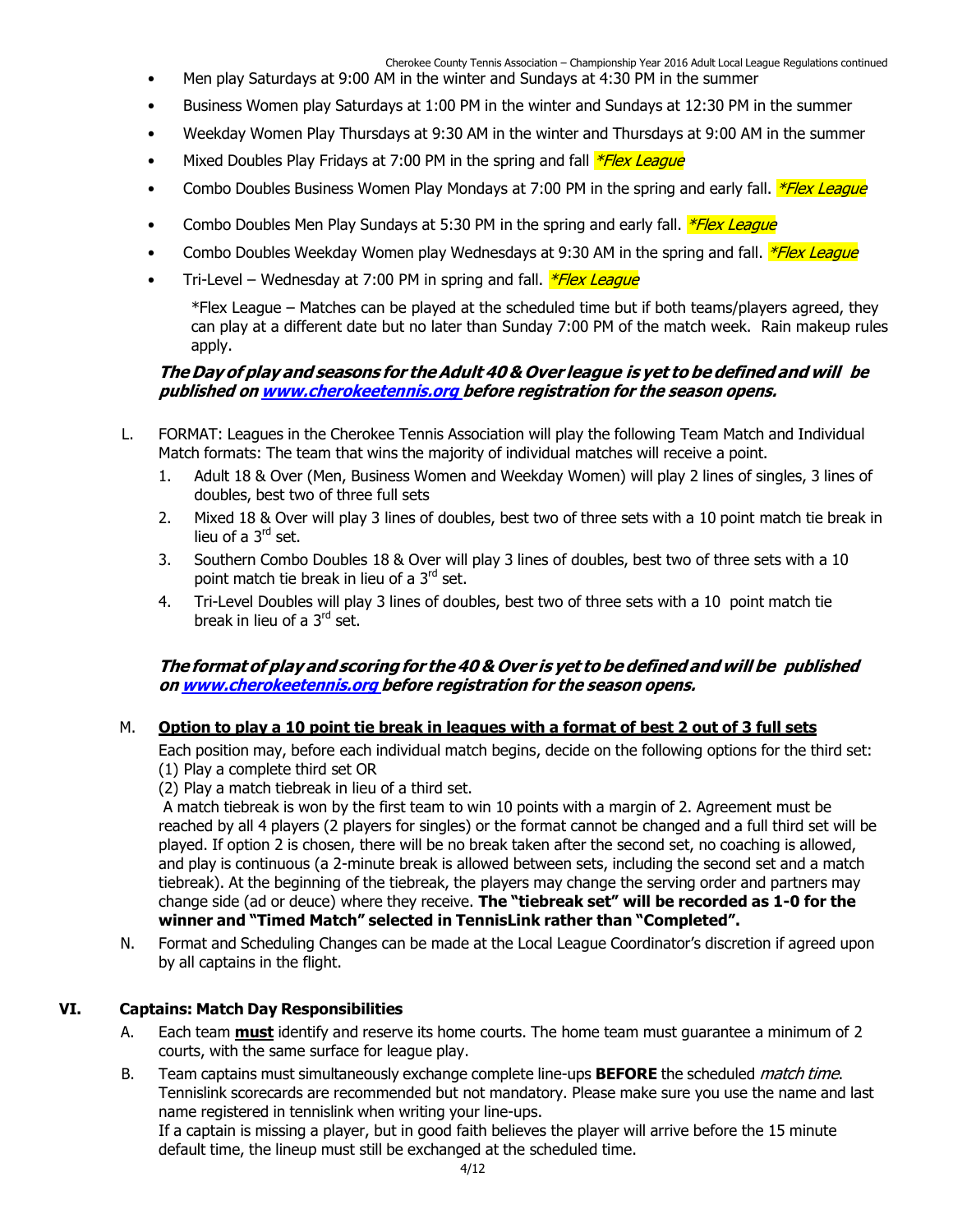- Men play Saturdays at 9:00 AM in the winter and Sundays at 4:30 PM in the summer
- Business Women play Saturdays at 1:00 PM in the winter and Sundays at 12:30 PM in the summer
- Weekday Women Play Thursdays at 9:30 AM in the winter and Thursdays at 9:00 AM in the summer
- Mixed Doubles Play Fridays at 7:00 PM in the spring and fall *\*Flex League*
- Combo Doubles Business Women Play Mondays at 7:00 PM in the spring and early fall. *\*Flex League*
- Combo Doubles Men Play Sundays at 5:30 PM in the spring and early fall. *\*Flex League*
- Combo Doubles Weekday Women play Wednesdays at 9:30 AM in the spring and fall. *\*Flex League*
- Tri-Level – Wednesday at 7:00 PM in spring and fall. *\*Flex League*

  *Flex League – Matches can be played at the scheduled time but if both teams/players agreed, they can play at a different date but no later than Sunday 7:00 PM of the match week. Rain makeup rules apply.

***The Day of play and seasons for the Adult 40 & Over league is yet to be defined and will be published on www.cherokeetennis.org before registration for the season opens.***

L. FORMAT: Leagues in the Cherokee Tennis Association will play the following Team Match and Individual Match formats: The team that wins the majority of individual matches will receive a point.
   1. Adult 18 & Over (Men, Business Women and Weekday Women) will play 2 lines of singles, 3 lines of doubles, best two of three full sets
   2. Mixed 18 & Over will play 3 lines of doubles, best two of three sets with a 10 point match tie break in lieu of a 3rd set.
   3. Southern Combo Doubles 18 & Over will play 3 lines of doubles, best two of three sets with a 10 point match tie break in lieu of a 3rd set.
   4. Tri-Level Doubles will play 3 lines of doubles, best two of three sets with a 10 point match tie break in lieu of a 3rd set.

***The format of play and scoring for the 40 & Over is yet to be defined and will be published on www.cherokeetennis.org before registration for the season opens.***

M. **Option to play a 10 point tie break in leagues with a format of best 2 out of 3 full sets**

   Each position may, before each individual match begins, decide on the following options for the third set:
   (1) Play a complete third set OR
   (2) Play a match tiebreak in lieu of a third set.
   A match tiebreak is won by the first team to win 10 points with a margin of 2. Agreement must be reached by all 4 players (2 players for singles) or the format cannot be changed and a full third set will be played. If option 2 is chosen, there will be no break taken after the second set, no coaching is allowed, and play is continuous (a 2-minute break is allowed between sets, including the second set and a match tiebreak). At the beginning of the tiebreak, the players may change the serving order and partners may change side (ad or deuce) where they receive. **The "tiebreak set" will be recorded as 1-0 for the winner and "Timed Match" selected in TennisLink rather than "Completed".**

N. Format and Scheduling Changes can be made at the Local League Coordinator's discretion if agreed upon by all captains in the flight.

## VI. Captains: Match Day Responsibilities

A. Each team **must** identify and reserve its home courts. The home team must guarantee a minimum of 2 courts, with the same surface for league play.

B. Team captains must simultaneously exchange complete line-ups **BEFORE** the scheduled *match time*. Tennislink scorecards are recommended but not mandatory. Please make sure you use the name and last name registered in tennislink when writing your line-ups.
   If a captain is missing a player, but in good faith believes the player will arrive before the 15 minute default time, the lineup must still be exchanged at the scheduled time.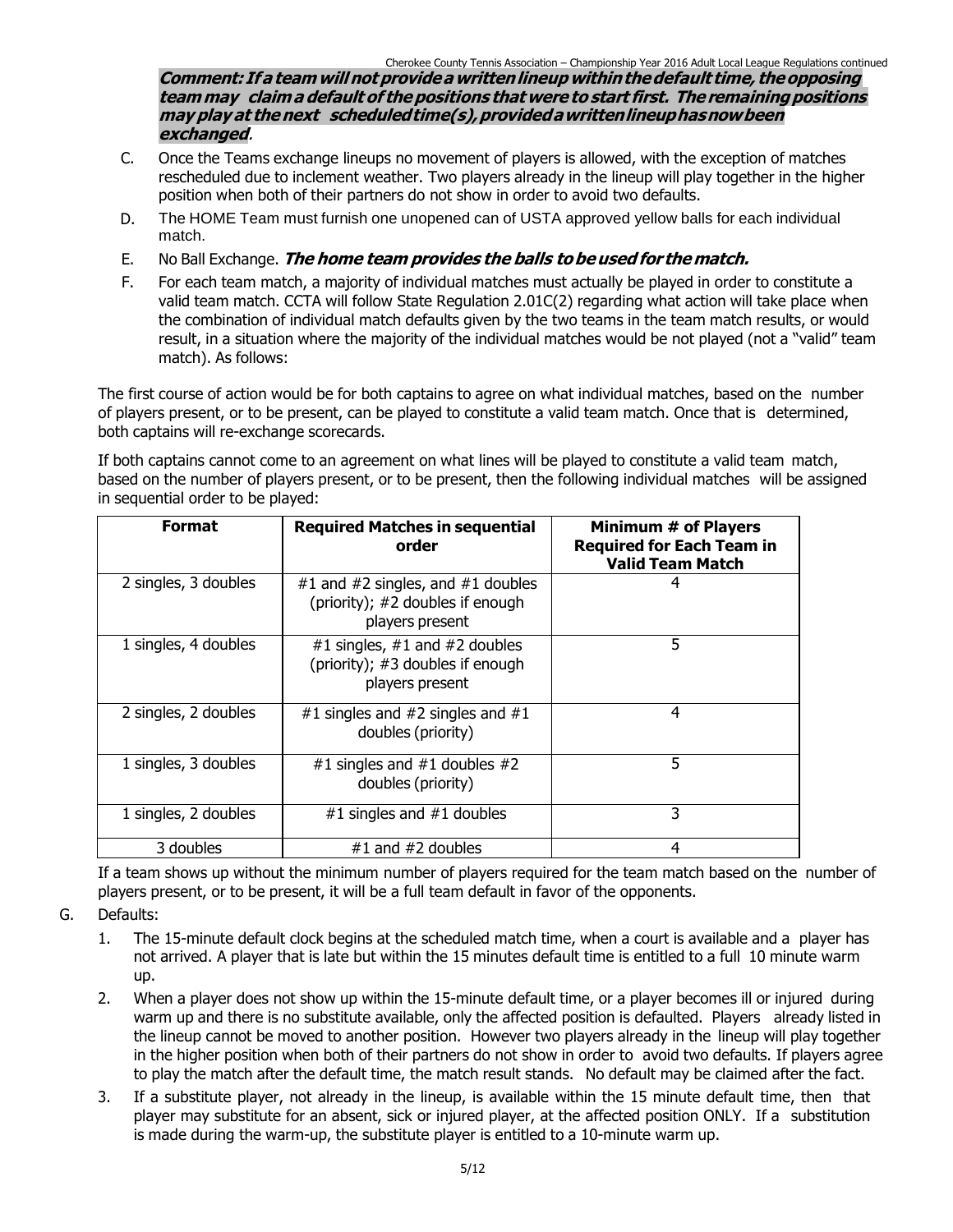***Comment: If a team will not provide a written lineup within the default time, the opposing team may claim a default of the positions that were to start first. The remaining positions may play at the next scheduled time(s), provided a written lineup has now been exchanged.***

C. Once the Teams exchange lineups no movement of players is allowed, with the exception of matches rescheduled due to inclement weather. Two players already in the lineup will play together in the higher position when both of their partners do not show in order to avoid two defaults.

D. The HOME Team must furnish one unopened can of USTA approved yellow balls for each individual match.

E. No Ball Exchange. ***The home team provides the balls to be used for the match.***

F. For each team match, a majority of individual matches must actually be played in order to constitute a valid team match. CCTA will follow State Regulation 2.01C(2) regarding what action will take place when the combination of individual match defaults given by the two teams in the team match results, or would result, in a situation where the majority of the individual matches would be not played (not a "valid" team match). As follows:

The first course of action would be for both captains to agree on what individual matches, based on the number of players present, or to be present, can be played to constitute a valid team match. Once that is determined, both captains will re-exchange scorecards.

If both captains cannot come to an agreement on what lines will be played to constitute a valid team match, based on the number of players present, or to be present, then the following individual matches will be assigned in sequential order to be played:

| Format | Required Matches in sequential order | Minimum # of Players Required for Each Team in Valid Team Match |
|---|---|---|
| 2 singles, 3 doubles | #1 and #2 singles, and #1 doubles (priority); #2 doubles if enough players present | 4 |
| 1 singles, 4 doubles | #1 singles, #1 and #2 doubles (priority); #3 doubles if enough players present | 5 |
| 2 singles, 2 doubles | #1 singles and #2 singles and #1 doubles (priority) | 4 |
| 1 singles, 3 doubles | #1 singles and #1 doubles #2 doubles (priority) | 5 |
| 1 singles, 2 doubles | #1 singles and #1 doubles | 3 |
| 3 doubles | #1 and #2 doubles | 4 |

If a team shows up without the minimum number of players required for the team match based on the number of players present, or to be present, it will be a full team default in favor of the opponents.

G. Defaults:

1. The 15-minute default clock begins at the scheduled match time, when a court is available and a player has not arrived. A player that is late but within the 15 minutes default time is entitled to a full 10 minute warm up.
2. When a player does not show up within the 15-minute default time, or a player becomes ill or injured during warm up and there is no substitute available, only the affected position is defaulted. Players already listed in the lineup cannot be moved to another position. However two players already in the lineup will play together in the higher position when both of their partners do not show in order to avoid two defaults. If players agree to play the match after the default time, the match result stands. No default may be claimed after the fact.
3. If a substitute player, not already in the lineup, is available within the 15 minute default time, then that player may substitute for an absent, sick or injured player, at the affected position ONLY. If a substitution is made during the warm-up, the substitute player is entitled to a 10-minute warm up.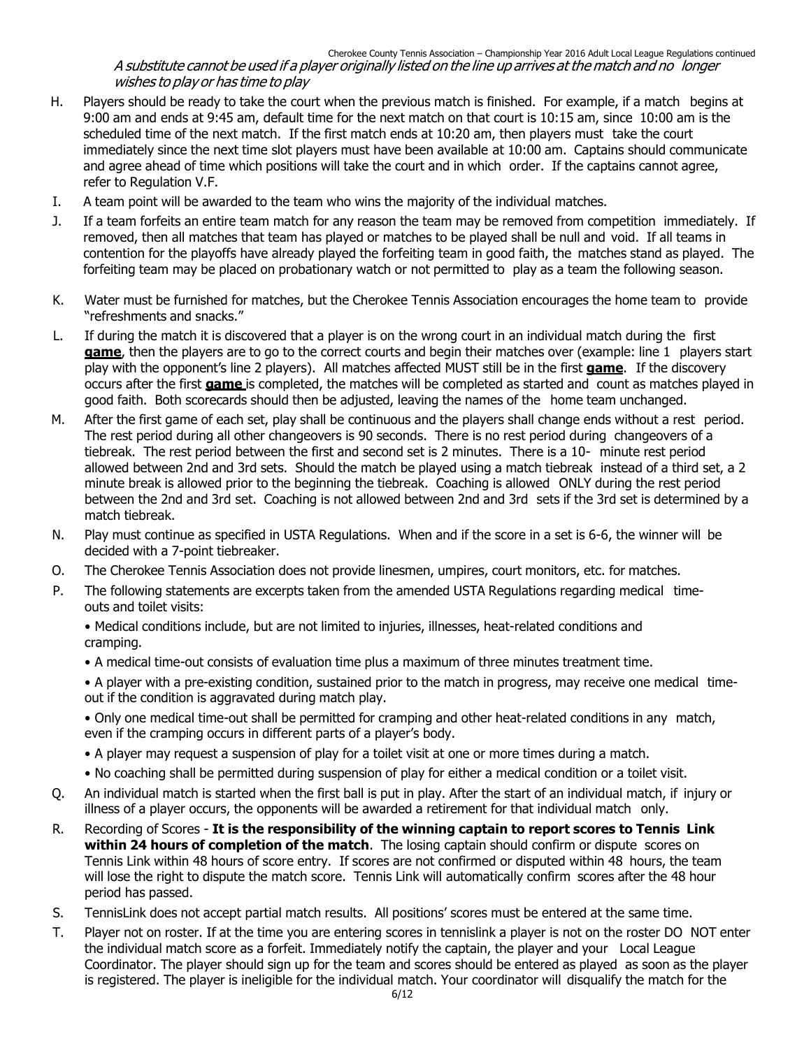*A substitute cannot be used if a player originally listed on the line up arrives at the match and no longer wishes to play or has time to play*

H. Players should be ready to take the court when the previous match is finished. For example, if a match begins at 9:00 am and ends at 9:45 am, default time for the next match on that court is 10:15 am, since 10:00 am is the scheduled time of the next match. If the first match ends at 10:20 am, then players must take the court immediately since the next time slot players must have been available at 10:00 am. Captains should communicate and agree ahead of time which positions will take the court and in which order. If the captains cannot agree, refer to Regulation V.F.

I. A team point will be awarded to the team who wins the majority of the individual matches.

J. If a team forfeits an entire team match for any reason the team may be removed from competition immediately. If removed, then all matches that team has played or matches to be played shall be null and void. If all teams in contention for the playoffs have already played the forfeiting team in good faith, the matches stand as played. The forfeiting team may be placed on probationary watch or not permitted to play as a team the following season.

K. Water must be furnished for matches, but the Cherokee Tennis Association encourages the home team to provide "refreshments and snacks."

L. If during the match it is discovered that a player is on the wrong court in an individual match during the first **game**, then the players are to go to the correct courts and begin their matches over (example: line 1 players start play with the opponent's line 2 players). All matches affected MUST still be in the first **game**. If the discovery occurs after the first **game** is completed, the matches will be completed as started and count as matches played in good faith. Both scorecards should then be adjusted, leaving the names of the home team unchanged.

M. After the first game of each set, play shall be continuous and the players shall change ends without a rest period. The rest period during all other changeovers is 90 seconds. There is no rest period during changeovers of a tiebreak. The rest period between the first and second set is 2 minutes. There is a 10- minute rest period allowed between 2nd and 3rd sets. Should the match be played using a match tiebreak instead of a third set, a 2 minute break is allowed prior to the beginning the tiebreak. Coaching is allowed ONLY during the rest period between the 2nd and 3rd set. Coaching is not allowed between 2nd and 3rd sets if the 3rd set is determined by a match tiebreak.

N. Play must continue as specified in USTA Regulations. When and if the score in a set is 6-6, the winner will be decided with a 7-point tiebreaker.

O. The Cherokee Tennis Association does not provide linesmen, umpires, court monitors, etc. for matches.

P. The following statements are excerpts taken from the amended USTA Regulations regarding medical time-outs and toilet visits:

   • Medical conditions include, but are not limited to injuries, illnesses, heat-related conditions and cramping.

   • A medical time-out consists of evaluation time plus a maximum of three minutes treatment time.

   • A player with a pre-existing condition, sustained prior to the match in progress, may receive one medical time-out if the condition is aggravated during match play.

   • Only one medical time-out shall be permitted for cramping and other heat-related conditions in any match, even if the cramping occurs in different parts of a player's body.

   • A player may request a suspension of play for a toilet visit at one or more times during a match.

   • No coaching shall be permitted during suspension of play for either a medical condition or a toilet visit.

Q. An individual match is started when the first ball is put in play. After the start of an individual match, if injury or illness of a player occurs, the opponents will be awarded a retirement for that individual match only.

R. Recording of Scores - **It is the responsibility of the winning captain to report scores to Tennis Link within 24 hours of completion of the match**. The losing captain should confirm or dispute scores on Tennis Link within 48 hours of score entry. If scores are not confirmed or disputed within 48 hours, the team will lose the right to dispute the match score. Tennis Link will automatically confirm scores after the 48 hour period has passed.

S. TennisLink does not accept partial match results. All positions' scores must be entered at the same time.

T. Player not on roster. If at the time you are entering scores in tennislink a player is not on the roster DO NOT enter the individual match score as a forfeit. Immediately notify the captain, the player and your Local League Coordinator. The player should sign up for the team and scores should be entered as played as soon as the player is registered. The player is ineligible for the individual match. Your coordinator will disqualify the match for the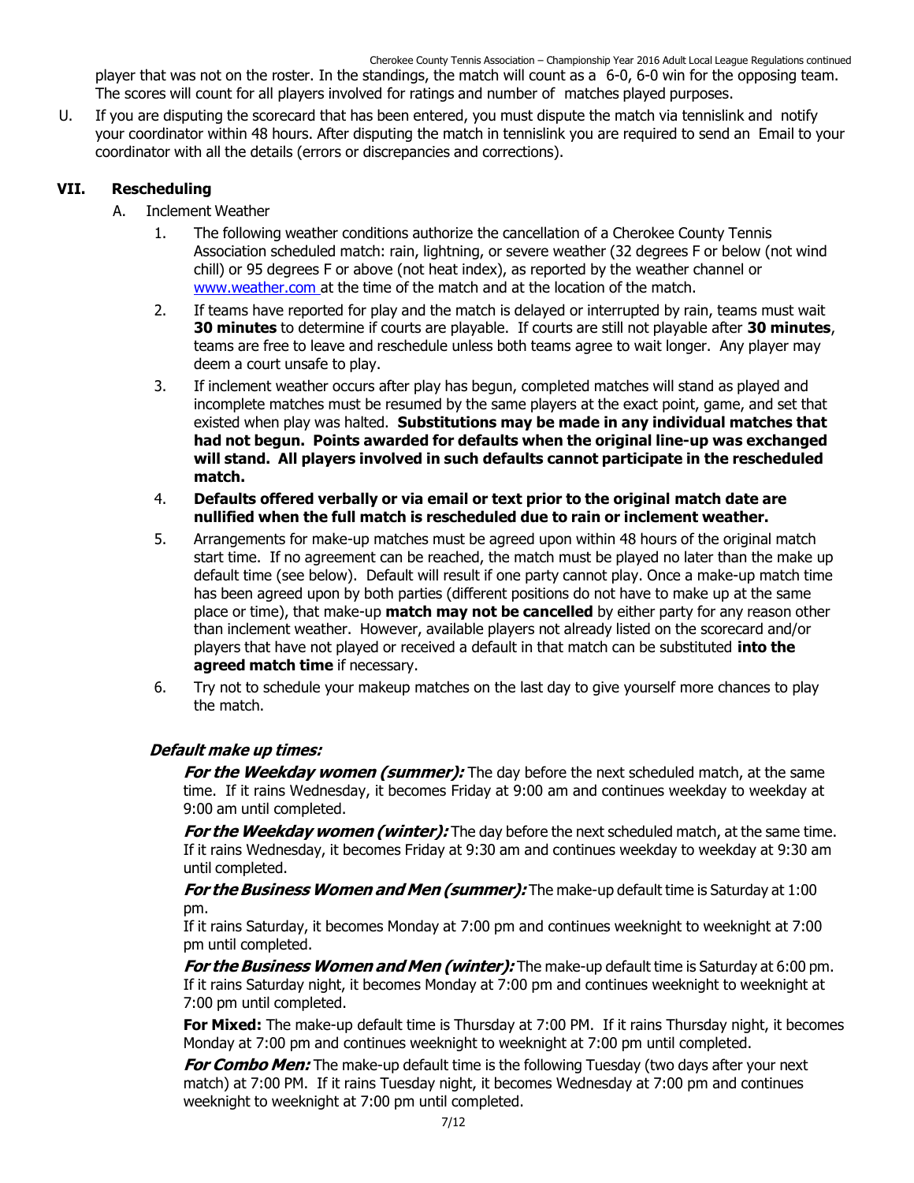player that was not on the roster. In the standings, the match will count as a 6-0, 6-0 win for the opposing team. The scores will count for all players involved for ratings and number of matches played purposes.

U. If you are disputing the scorecard that has been entered, you must dispute the match via tennislink and notify your coordinator within 48 hours. After disputing the match in tennislink you are required to send an Email to your coordinator with all the details (errors or discrepancies and corrections).

## VII. Rescheduling

A. Inclement Weather

1. The following weather conditions authorize the cancellation of a Cherokee County Tennis Association scheduled match: rain, lightning, or severe weather (32 degrees F or below (not wind chill) or 95 degrees F or above (not heat index), as reported by the weather channel or [www.weather.com](www.weather.com) at the time of the match and at the location of the match.
2. If teams have reported for play and the match is delayed or interrupted by rain, teams must wait **30 minutes** to determine if courts are playable. If courts are still not playable after **30 minutes**, teams are free to leave and reschedule unless both teams agree to wait longer. Any player may deem a court unsafe to play.
3. If inclement weather occurs after play has begun, completed matches will stand as played and incomplete matches must be resumed by the same players at the exact point, game, and set that existed when play was halted. **Substitutions may be made in any individual matches that had not begun. Points awarded for defaults when the original line-up was exchanged will stand. All players involved in such defaults cannot participate in the rescheduled match.**
4. **Defaults offered verbally or via email or text prior to the original match date are nullified when the full match is rescheduled due to rain or inclement weather.**
5. Arrangements for make-up matches must be agreed upon within 48 hours of the original match start time. If no agreement can be reached, the match must be played no later than the make up default time (see below). Default will result if one party cannot play. Once a make-up match time has been agreed upon by both parties (different positions do not have to make up at the same place or time), that make-up **match may not be cancelled** by either party for any reason other than inclement weather. However, available players not already listed on the scorecard and/or players that have not played or received a default in that match can be substituted **into the agreed match time** if necessary.
6. Try not to schedule your makeup matches on the last day to give yourself more chances to play the match.

### *Default make up times:*

***For the Weekday women (summer):*** The day before the next scheduled match, at the same time. If it rains Wednesday, it becomes Friday at 9:00 am and continues weekday to weekday at 9:00 am until completed.

***For the Weekday women (winter):*** The day before the next scheduled match, at the same time. If it rains Wednesday, it becomes Friday at 9:30 am and continues weekday to weekday at 9:30 am until completed.

***For the Business Women and Men (summer):*** The make-up default time is Saturday at 1:00 pm.
If it rains Saturday, it becomes Monday at 7:00 pm and continues weeknight to weeknight at 7:00 pm until completed.

***For the Business Women and Men (winter):*** The make-up default time is Saturday at 6:00 pm. If it rains Saturday night, it becomes Monday at 7:00 pm and continues weeknight to weeknight at 7:00 pm until completed.

**For Mixed:** The make-up default time is Thursday at 7:00 PM. If it rains Thursday night, it becomes Monday at 7:00 pm and continues weeknight to weeknight at 7:00 pm until completed.

***For Combo Men:*** The make-up default time is the following Tuesday (two days after your next match) at 7:00 PM. If it rains Tuesday night, it becomes Wednesday at 7:00 pm and continues weeknight to weeknight at 7:00 pm until completed.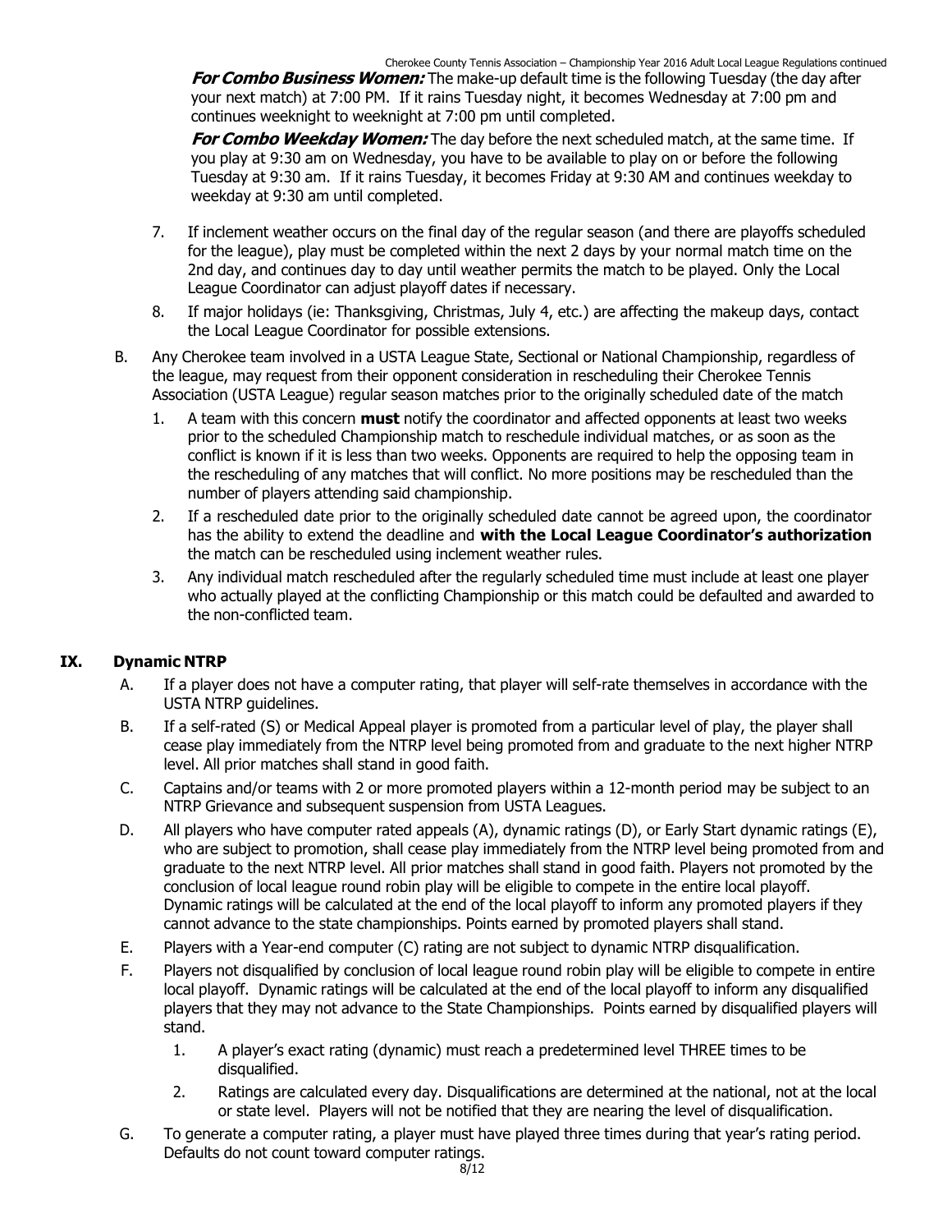***For Combo Business Women:*** The make-up default time is the following Tuesday (the day after your next match) at 7:00 PM. If it rains Tuesday night, it becomes Wednesday at 7:00 pm and continues weeknight to weeknight at 7:00 pm until completed.

***For Combo Weekday Women:*** The day before the next scheduled match, at the same time. If you play at 9:30 am on Wednesday, you have to be available to play on or before the following Tuesday at 9:30 am. If it rains Tuesday, it becomes Friday at 9:30 AM and continues weekday to weekday at 9:30 am until completed.

7. If inclement weather occurs on the final day of the regular season (and there are playoffs scheduled for the league), play must be completed within the next 2 days by your normal match time on the 2nd day, and continues day to day until weather permits the match to be played. Only the Local League Coordinator can adjust playoff dates if necessary.
8. If major holidays (ie: Thanksgiving, Christmas, July 4, etc.) are affecting the makeup days, contact the Local League Coordinator for possible extensions.

B. Any Cherokee team involved in a USTA League State, Sectional or National Championship, regardless of the league, may request from their opponent consideration in rescheduling their Cherokee Tennis Association (USTA League) regular season matches prior to the originally scheduled date of the match

1. A team with this concern **must** notify the coordinator and affected opponents at least two weeks prior to the scheduled Championship match to reschedule individual matches, or as soon as the conflict is known if it is less than two weeks. Opponents are required to help the opposing team in the rescheduling of any matches that will conflict. No more positions may be rescheduled than the number of players attending said championship.
2. If a rescheduled date prior to the originally scheduled date cannot be agreed upon, the coordinator has the ability to extend the deadline and **with the Local League Coordinator's authorization** the match can be rescheduled using inclement weather rules.
3. Any individual match rescheduled after the regularly scheduled time must include at least one player who actually played at the conflicting Championship or this match could be defaulted and awarded to the non-conflicted team.

## IX. Dynamic NTRP

A. If a player does not have a computer rating, that player will self-rate themselves in accordance with the USTA NTRP guidelines.

B. If a self-rated (S) or Medical Appeal player is promoted from a particular level of play, the player shall cease play immediately from the NTRP level being promoted from and graduate to the next higher NTRP level. All prior matches shall stand in good faith.

C. Captains and/or teams with 2 or more promoted players within a 12-month period may be subject to an NTRP Grievance and subsequent suspension from USTA Leagues.

D. All players who have computer rated appeals (A), dynamic ratings (D), or Early Start dynamic ratings (E), who are subject to promotion, shall cease play immediately from the NTRP level being promoted from and graduate to the next NTRP level. All prior matches shall stand in good faith. Players not promoted by the conclusion of local league round robin play will be eligible to compete in the entire local playoff. Dynamic ratings will be calculated at the end of the local playoff to inform any promoted players if they cannot advance to the state championships. Points earned by promoted players shall stand.

E. Players with a Year-end computer (C) rating are not subject to dynamic NTRP disqualification.

F. Players not disqualified by conclusion of local league round robin play will be eligible to compete in entire local playoff. Dynamic ratings will be calculated at the end of the local playoff to inform any disqualified players that they may not advance to the State Championships. Points earned by disqualified players will stand.

1. A player's exact rating (dynamic) must reach a predetermined level THREE times to be disqualified.
2. Ratings are calculated every day. Disqualifications are determined at the national, not at the local or state level. Players will not be notified that they are nearing the level of disqualification.

G. To generate a computer rating, a player must have played three times during that year's rating period. Defaults do not count toward computer ratings.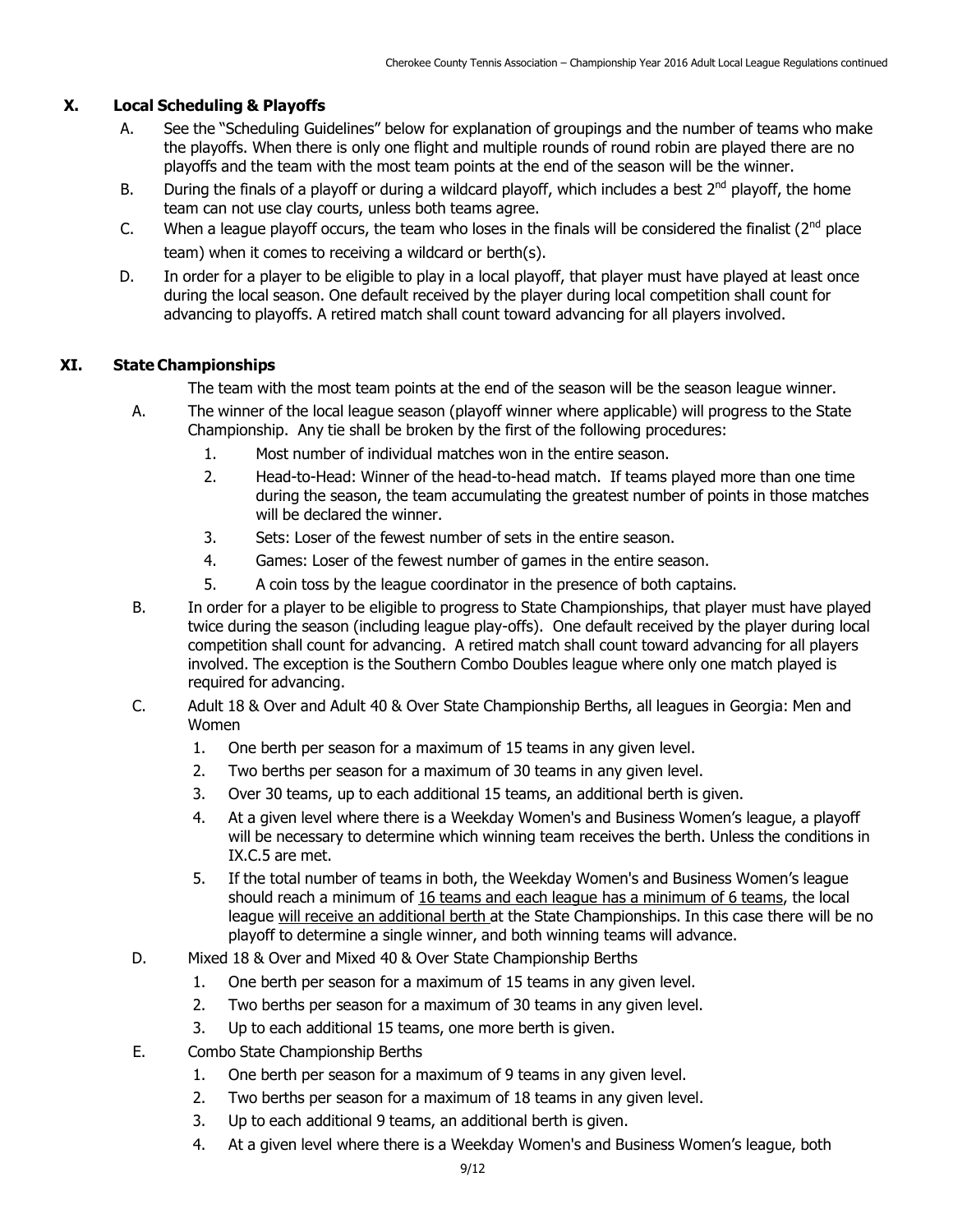## X. Local Scheduling & Playoffs

A. See the "Scheduling Guidelines" below for explanation of groupings and the number of teams who make the playoffs. When there is only one flight and multiple rounds of round robin are played there are no playoffs and the team with the most team points at the end of the season will be the winner.

B. During the finals of a playoff or during a wildcard playoff, which includes a best 2nd playoff, the home team can not use clay courts, unless both teams agree.

C. When a league playoff occurs, the team who loses in the finals will be considered the finalist (2nd place team) when it comes to receiving a wildcard or berth(s).

D. In order for a player to be eligible to play in a local playoff, that player must have played at least once during the local season. One default received by the player during local competition shall count for advancing to playoffs. A retired match shall count toward advancing for all players involved.

## XI. State Championships

The team with the most team points at the end of the season will be the season league winner.

A. The winner of the local league season (playoff winner where applicable) will progress to the State Championship. Any tie shall be broken by the first of the following procedures:

1. Most number of individual matches won in the entire season.
2. Head-to-Head: Winner of the head-to-head match. If teams played more than one time during the season, the team accumulating the greatest number of points in those matches will be declared the winner.
3. Sets: Loser of the fewest number of sets in the entire season.
4. Games: Loser of the fewest number of games in the entire season.
5. A coin toss by the league coordinator in the presence of both captains.

B. In order for a player to be eligible to progress to State Championships, that player must have played twice during the season (including league play-offs). One default received by the player during local competition shall count for advancing. A retired match shall count toward advancing for all players involved. The exception is the Southern Combo Doubles league where only one match played is required for advancing.

C. Adult 18 & Over and Adult 40 & Over State Championship Berths, all leagues in Georgia: Men and Women

1. One berth per season for a maximum of 15 teams in any given level.
2. Two berths per season for a maximum of 30 teams in any given level.
3. Over 30 teams, up to each additional 15 teams, an additional berth is given.
4. At a given level where there is a Weekday Women's and Business Women's league, a playoff will be necessary to determine which winning team receives the berth. Unless the conditions in IX.C.5 are met.
5. If the total number of teams in both, the Weekday Women's and Business Women's league should reach a minimum of <u>16 teams and each league has a minimum of 6 teams</u>, the local league <u>will receive an additional berth</u> at the State Championships. In this case there will be no playoff to determine a single winner, and both winning teams will advance.

D. Mixed 18 & Over and Mixed 40 & Over State Championship Berths

1. One berth per season for a maximum of 15 teams in any given level.
2. Two berths per season for a maximum of 30 teams in any given level.
3. Up to each additional 15 teams, one more berth is given.

E. Combo State Championship Berths

1. One berth per season for a maximum of 9 teams in any given level.
2. Two berths per season for a maximum of 18 teams in any given level.
3. Up to each additional 9 teams, an additional berth is given.
4. At a given level where there is a Weekday Women's and Business Women's league, both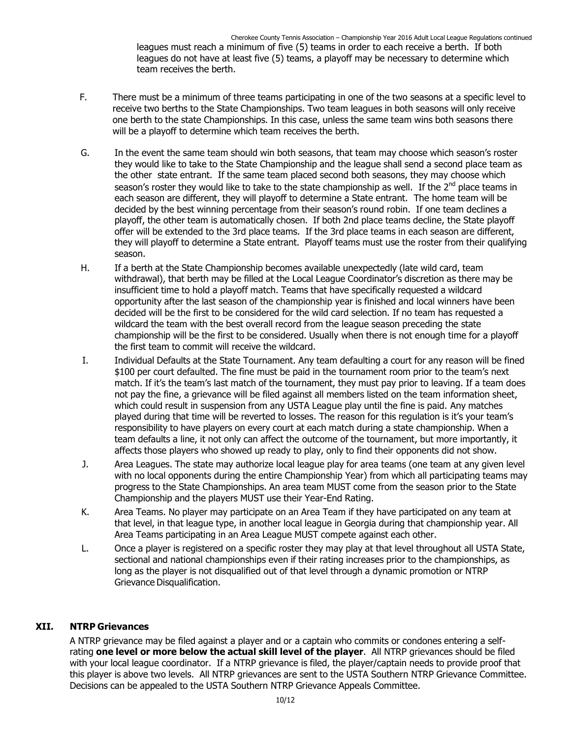leagues must reach a minimum of five (5) teams in order to each receive a berth. If both leagues do not have at least five (5) teams, a playoff may be necessary to determine which team receives the berth.

F. There must be a minimum of three teams participating in one of the two seasons at a specific level to receive two berths to the State Championships. Two team leagues in both seasons will only receive one berth to the state Championships. In this case, unless the same team wins both seasons there will be a playoff to determine which team receives the berth.

G. In the event the same team should win both seasons, that team may choose which season's roster they would like to take to the State Championship and the league shall send a second place team as the other state entrant. If the same team placed second both seasons, they may choose which season's roster they would like to take to the state championship as well. If the 2nd place teams in each season are different, they will playoff to determine a State entrant. The home team will be decided by the best winning percentage from their season's round robin. If one team declines a playoff, the other team is automatically chosen. If both 2nd place teams decline, the State playoff offer will be extended to the 3rd place teams. If the 3rd place teams in each season are different, they will playoff to determine a State entrant. Playoff teams must use the roster from their qualifying season.

H. If a berth at the State Championship becomes available unexpectedly (late wild card, team withdrawal), that berth may be filled at the Local League Coordinator's discretion as there may be insufficient time to hold a playoff match. Teams that have specifically requested a wildcard opportunity after the last season of the championship year is finished and local winners have been decided will be the first to be considered for the wild card selection. If no team has requested a wildcard the team with the best overall record from the league season preceding the state championship will be the first to be considered. Usually when there is not enough time for a playoff the first team to commit will receive the wildcard.

I. Individual Defaults at the State Tournament. Any team defaulting a court for any reason will be fined \$100 per court defaulted. The fine must be paid in the tournament room prior to the team's next match. If it's the team's last match of the tournament, they must pay prior to leaving. If a team does not pay the fine, a grievance will be filed against all members listed on the team information sheet, which could result in suspension from any USTA League play until the fine is paid. Any matches played during that time will be reverted to losses. The reason for this regulation is it's your team's responsibility to have players on every court at each match during a state championship. When a team defaults a line, it not only can affect the outcome of the tournament, but more importantly, it affects those players who showed up ready to play, only to find their opponents did not show.

J. Area Leagues. The state may authorize local league play for area teams (one team at any given level with no local opponents during the entire Championship Year) from which all participating teams may progress to the State Championships. An area team MUST come from the season prior to the State Championship and the players MUST use their Year-End Rating.

K. Area Teams. No player may participate on an Area Team if they have participated on any team at that level, in that league type, in another local league in Georgia during that championship year. All Area Teams participating in an Area League MUST compete against each other.

L. Once a player is registered on a specific roster they may play at that level throughout all USTA State, sectional and national championships even if their rating increases prior to the championships, as long as the player is not disqualified out of that level through a dynamic promotion or NTRP Grievance Disqualification.

## XII. NTRP Grievances

A NTRP grievance may be filed against a player and or a captain who commits or condones entering a self-rating **one level or more below the actual skill level of the player**. All NTRP grievances should be filed with your local league coordinator. If a NTRP grievance is filed, the player/captain needs to provide proof that this player is above two levels. All NTRP grievances are sent to the USTA Southern NTRP Grievance Committee. Decisions can be appealed to the USTA Southern NTRP Grievance Appeals Committee.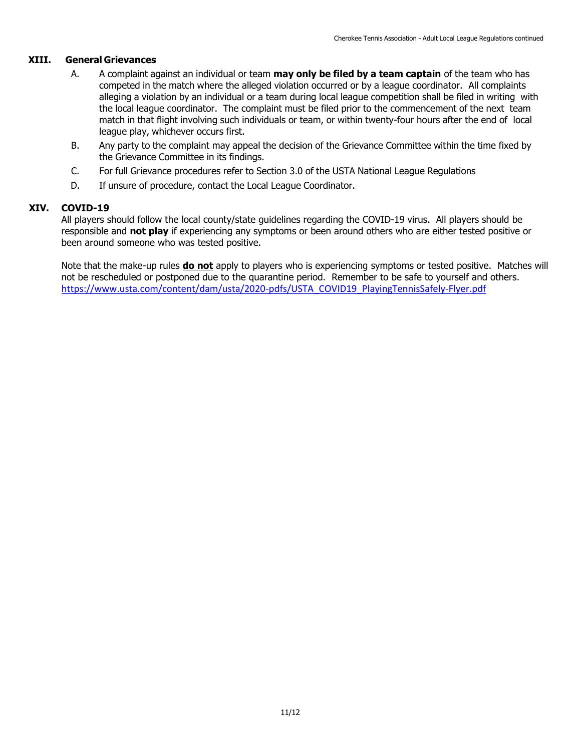## XIII. General Grievances

A. A complaint against an individual or team **may only be filed by a team captain** of the team who has competed in the match where the alleged violation occurred or by a league coordinator. All complaints alleging a violation by an individual or a team during local league competition shall be filed in writing with the local league coordinator. The complaint must be filed prior to the commencement of the next team match in that flight involving such individuals or team, or within twenty-four hours after the end of local league play, whichever occurs first.

B. Any party to the complaint may appeal the decision of the Grievance Committee within the time fixed by the Grievance Committee in its findings.

C. For full Grievance procedures refer to Section 3.0 of the USTA National League Regulations

D. If unsure of procedure, contact the Local League Coordinator.

## XIV. COVID-19

All players should follow the local county/state guidelines regarding the COVID-19 virus. All players should be responsible and **not play** if experiencing any symptoms or been around others who are either tested positive or been around someone who was tested positive.

Note that the make-up rules **do not** apply to players who is experiencing symptoms or tested positive. Matches will not be rescheduled or postponed due to the quarantine period. Remember to be safe to yourself and others.
https://www.usta.com/content/dam/usta/2020-pdfs/USTA_COVID19_PlayingTennisSafely-Flyer.pdf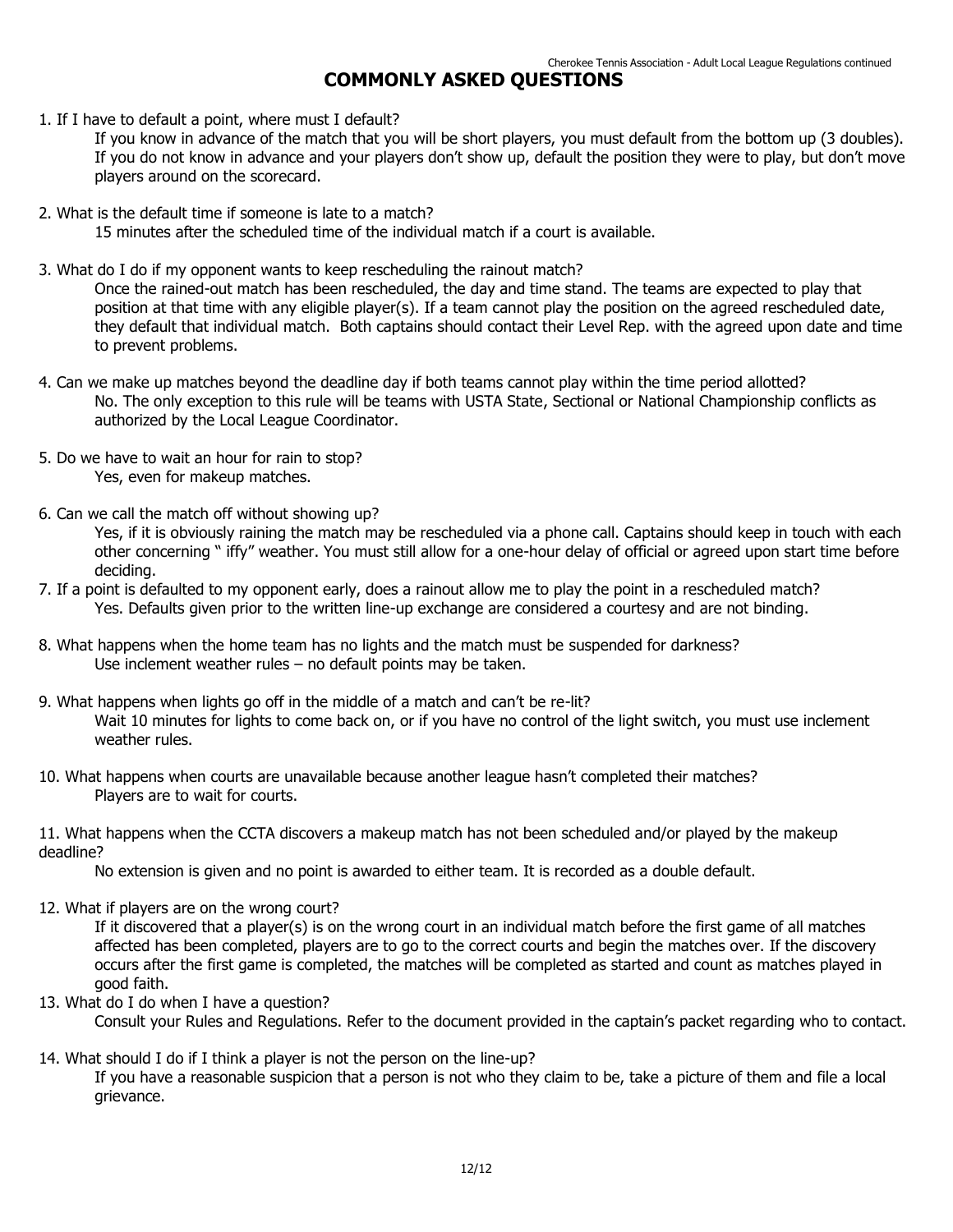# COMMONLY ASKED QUESTIONS

1. If I have to default a point, where must I default?

   If you know in advance of the match that you will be short players, you must default from the bottom up (3 doubles). If you do not know in advance and your players don't show up, default the position they were to play, but don't move players around on the scorecard.

2. What is the default time if someone is late to a match?

   15 minutes after the scheduled time of the individual match if a court is available.

3. What do I do if my opponent wants to keep rescheduling the rainout match?

   Once the rained-out match has been rescheduled, the day and time stand. The teams are expected to play that position at that time with any eligible player(s). If a team cannot play the position on the agreed rescheduled date, they default that individual match. Both captains should contact their Level Rep. with the agreed upon date and time to prevent problems.

4. Can we make up matches beyond the deadline day if both teams cannot play within the time period allotted?

   No. The only exception to this rule will be teams with USTA State, Sectional or National Championship conflicts as authorized by the Local League Coordinator.

5. Do we have to wait an hour for rain to stop?

   Yes, even for makeup matches.

6. Can we call the match off without showing up?

   Yes, if it is obviously raining the match may be rescheduled via a phone call. Captains should keep in touch with each other concerning " iffy" weather. You must still allow for a one-hour delay of official or agreed upon start time before deciding.

7. If a point is defaulted to my opponent early, does a rainout allow me to play the point in a rescheduled match?

   Yes. Defaults given prior to the written line-up exchange are considered a courtesy and are not binding.

8. What happens when the home team has no lights and the match must be suspended for darkness?

   Use inclement weather rules – no default points may be taken.

9. What happens when lights go off in the middle of a match and can't be re-lit?

   Wait 10 minutes for lights to come back on, or if you have no control of the light switch, you must use inclement weather rules.

10. What happens when courts are unavailable because another league hasn't completed their matches?

    Players are to wait for courts.

11. What happens when the CCTA discovers a makeup match has not been scheduled and/or played by the makeup deadline?

    No extension is given and no point is awarded to either team. It is recorded as a double default.

12. What if players are on the wrong court?

    If it discovered that a player(s) is on the wrong court in an individual match before the first game of all matches affected has been completed, players are to go to the correct courts and begin the matches over. If the discovery occurs after the first game is completed, the matches will be completed as started and count as matches played in good faith.

13. What do I do when I have a question?

    Consult your Rules and Regulations. Refer to the document provided in the captain's packet regarding who to contact.

14. What should I do if I think a player is not the person on the line-up?

    If you have a reasonable suspicion that a person is not who they claim to be, take a picture of them and file a local grievance.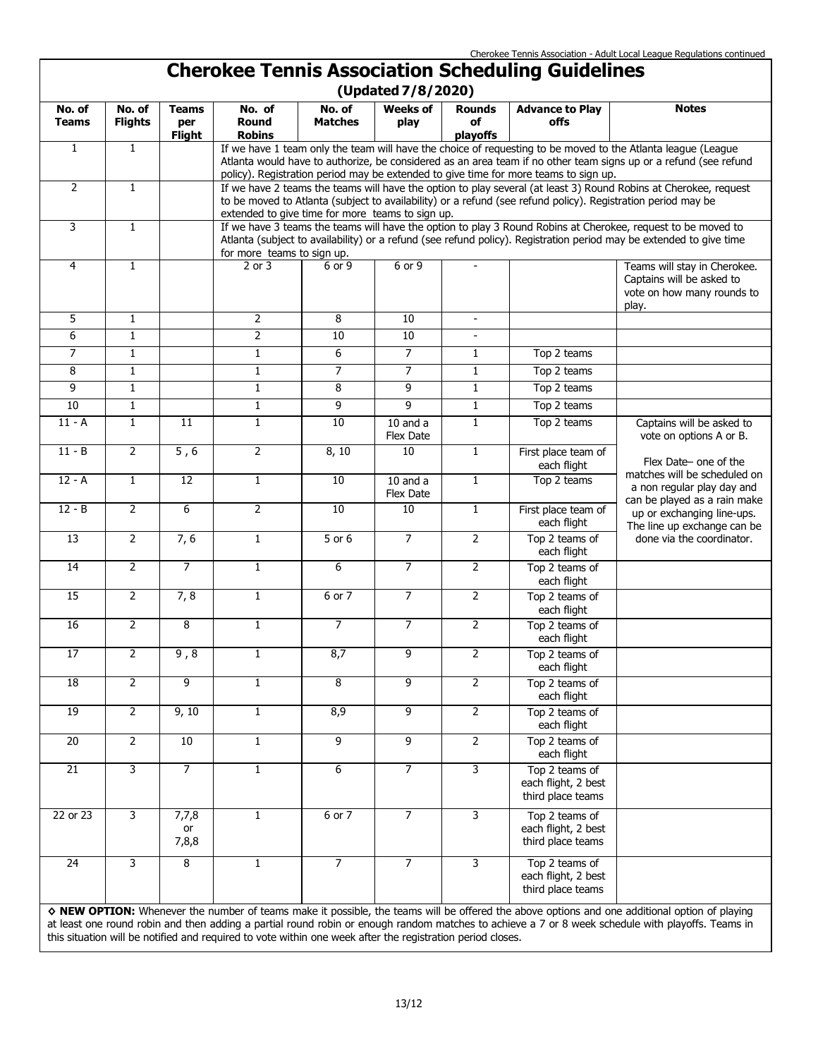# Cherokee Tennis Association Scheduling Guidelines

**(Updated 7/8/2020)**

| No. of Teams | No. of Flights | Teams per Flight | No. of Round Robins | No. of Matches | Weeks of play | Rounds of playoffs | Advance to Play offs | Notes |
|---|---|---|---|---|---|---|---|---|
| 1 | 1 | | If we have 1 team only the team will have the choice of requesting to be moved to the Atlanta league (League Atlanta would have to authorize, be considered as an area team if no other team signs up or a refund (see refund policy). Registration period may be extended to give time for more teams to sign up. | | | | | |
| 2 | 1 | | If we have 2 teams the teams will have the option to play several (at least 3) Round Robins at Cherokee, request to be moved to Atlanta (subject to availability) or a refund (see refund policy). Registration period may be extended to give time for more teams to sign up. | | | | | |
| 3 | 1 | | If we have 3 teams the teams will have the option to play 3 Round Robins at Cherokee, request to be moved to Atlanta (subject to availability) or a refund (see refund policy). Registration period may be extended to give time for more teams to sign up. | | | | | |
| 4 | 1 | | 2 or 3 | 6 or 9 | 6 or 9 | - | | Teams will stay in Cherokee. Captains will be asked to vote on how many rounds to play. |
| 5 | 1 | | 2 | 8 | 10 | - | | |
| 6 | 1 | | 2 | 10 | 10 | - | | |
| 7 | 1 | | 1 | 6 | 7 | 1 | Top 2 teams | |
| 8 | 1 | | 1 | 7 | 7 | 1 | Top 2 teams | |
| 9 | 1 | | 1 | 8 | 9 | 1 | Top 2 teams | |
| 10 | 1 | | 1 | 9 | 9 | 1 | Top 2 teams | |
| 11 - A | 1 | 11 | 1 | 10 | 10 and a Flex Date | 1 | Top 2 teams | Captains will be asked to vote on options A or B. |
| 11 - B | 2 | 5 , 6 | 2 | 8, 10 | 10 | 1 | First place team of each flight | Flex Date– one of the matches will be scheduled on a non regular play day and can be played as a rain make up or exchanging line-ups. The line up exchange can be done via the coordinator. |
| 12 - A | 1 | 12 | 1 | 10 | 10 and a Flex Date | 1 | Top 2 teams | |
| 12 - B | 2 | 6 | 2 | 10 | 10 | 1 | First place team of each flight | |
| 13 | 2 | 7, 6 | 1 | 5 or 6 | 7 | 2 | Top 2 teams of each flight | |
| 14 | 2 | 7 | 1 | 6 | 7 | 2 | Top 2 teams of each flight | |
| 15 | 2 | 7, 8 | 1 | 6 or 7 | 7 | 2 | Top 2 teams of each flight | |
| 16 | 2 | 8 | 1 | 7 | 7 | 2 | Top 2 teams of each flight | |
| 17 | 2 | 9 , 8 | 1 | 8,7 | 9 | 2 | Top 2 teams of each flight | |
| 18 | 2 | 9 | 1 | 8 | 9 | 2 | Top 2 teams of each flight | |
| 19 | 2 | 9, 10 | 1 | 8,9 | 9 | 2 | Top 2 teams of each flight | |
| 20 | 2 | 10 | 1 | 9 | 9 | 2 | Top 2 teams of each flight | |
| 21 | 3 | 7 | 1 | 6 | 7 | 3 | Top 2 teams of each flight, 2 best third place teams | |
| 22 or 23 | 3 | 7,7,8 or 7,8,8 | 1 | 6 or 7 | 7 | 3 | Top 2 teams of each flight, 2 best third place teams | |
| 24 | 3 | 8 | 1 | 7 | 7 | 3 | Top 2 teams of each flight, 2 best third place teams | |

◊ **NEW OPTION:** Whenever the number of teams make it possible, the teams will be offered the above options and one additional option of playing at least one round robin and then adding a partial round robin or enough random matches to achieve a 7 or 8 week schedule with playoffs. Teams in this situation will be notified and required to vote within one week after the registration period closes.